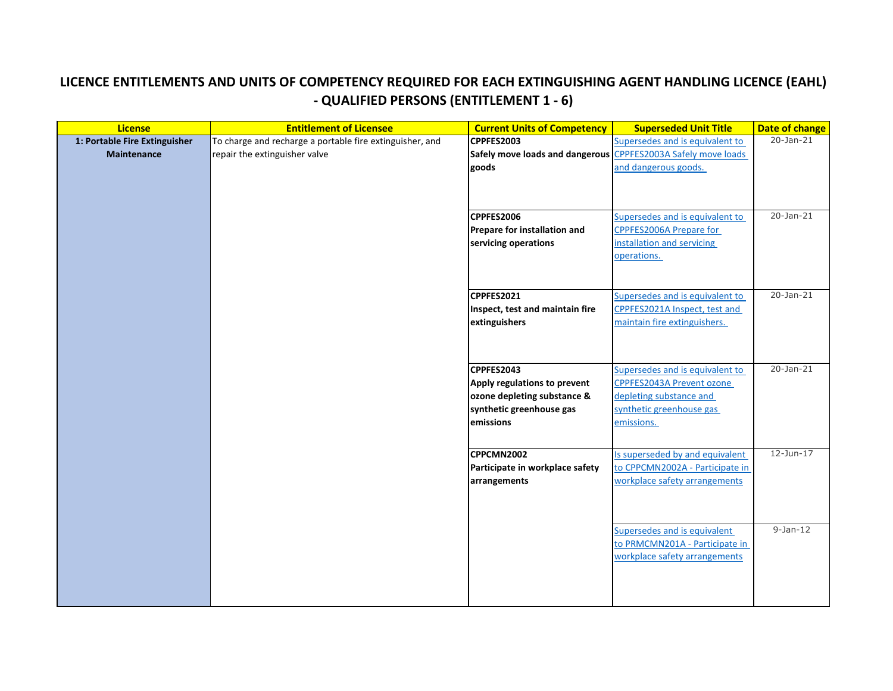# LICENCE ENTITLEMENTS AND UNITS OF COMPETENCY REQUIRED FOR EACH EXTINGUISHING AGENT HANDLING LICENCE (EAHL) - QUALIFIED PERSONS (ENTITLEMENT 1 - 6)

| License | Entitlement of Licensee | Current Units of Competency | Superseded Unit Title | Date of change |
|---|---|---|---|---|
| **1: Portable Fire Extinguisher Maintenance** | To charge and recharge a portable fire extinguisher, and repair the extinguisher valve | **CPPFES2003 Safely move loads and dangerous goods** | Supersedes and is equivalent to CPPFES2003A Safely move loads and dangerous goods. | 20-Jan-21 |
| | | **CPPFES2006 Prepare for installation and servicing operations** | Supersedes and is equivalent to CPPFES2006A Prepare for installation and servicing operations. | 20-Jan-21 |
| | | **CPPFES2021 Inspect, test and maintain fire extinguishers** | Supersedes and is equivalent to CPPFES2021A Inspect, test and maintain fire extinguishers. | 20-Jan-21 |
| | | **CPPFES2043 Apply regulations to prevent ozone depleting substance & synthetic greenhouse gas emissions** | Supersedes and is equivalent to CPPFES2043A Prevent ozone depleting substance and synthetic greenhouse gas emissions. | 20-Jan-21 |
| | | **CPPCMN2002 Participate in workplace safety arrangements** | Is superseded by and equivalent to CPPCMN2002A - Participate in workplace safety arrangements | 12-Jun-17 |
| | | | Supersedes and is equivalent to PRMCMN201A - Participate in workplace safety arrangements | 9-Jan-12 |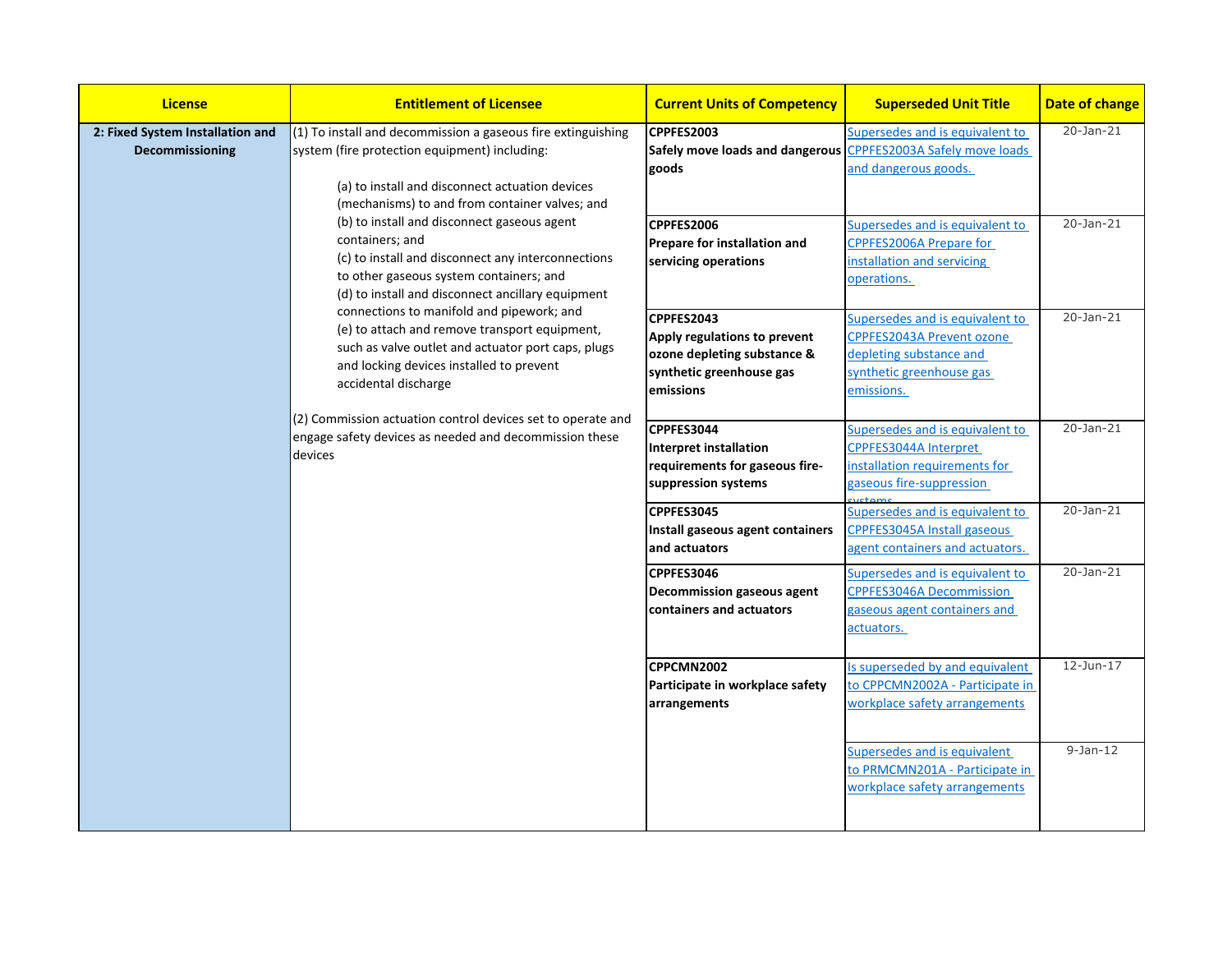| License | Entitlement of Licensee | Current Units of Competency | Superseded Unit Title | Date of change |
|---|---|---|---|---|
| **2: Fixed System Installation and Decommissioning** | (1) To install and decommission a gaseous fire extinguishing system (fire protection equipment) including:<br>(a) to install and disconnect actuation devices (mechanisms) to and from container valves; and<br>(b) to install and disconnect gaseous agent containers; and<br>(c) to install and disconnect any interconnections to other gaseous system containers; and<br>(d) to install and disconnect ancillary equipment connections to manifold and pipework; and<br>(e) to attach and remove transport equipment, such as valve outlet and actuator port caps, plugs and locking devices installed to prevent accidental discharge<br><br>(2) Commission actuation control devices set to operate and engage safety devices as needed and decommission these devices | **CPPFES2003**<br>**Safely move loads and dangerous goods** | Supersedes and is equivalent to CPPFES2003A Safely move loads and dangerous goods. | 20-Jan-21 |
| | | **CPPFES2006**<br>**Prepare for installation and servicing operations** | Supersedes and is equivalent to CPPFES2006A Prepare for installation and servicing operations. | 20-Jan-21 |
| | | **CPPFES2043**<br>**Apply regulations to prevent ozone depleting substance & synthetic greenhouse gas emissions** | Supersedes and is equivalent to CPPFES2043A Prevent ozone depleting substance and synthetic greenhouse gas emissions. | 20-Jan-21 |
| | | **CPPFES3044**<br>**Interpret installation requirements for gaseous fire-suppression systems** | Supersedes and is equivalent to CPPFES3044A Interpret installation requirements for gaseous fire-suppression systems | 20-Jan-21 |
| | | **CPPFES3045**<br>**Install gaseous agent containers and actuators** | Supersedes and is equivalent to CPPFES3045A Install gaseous agent containers and actuators. | 20-Jan-21 |
| | | **CPPFES3046**<br>**Decommission gaseous agent containers and actuators** | Supersedes and is equivalent to CPPFES3046A Decommission gaseous agent containers and actuators. | 20-Jan-21 |
| | | **CPPCMN2002**<br>**Participate in workplace safety arrangements** | Is superseded by and equivalent to CPPCMN2002A - Participate in workplace safety arrangements | 12-Jun-17 |
| | | | Supersedes and is equivalent to PRMCMN201A - Participate in workplace safety arrangements | 9-Jan-12 |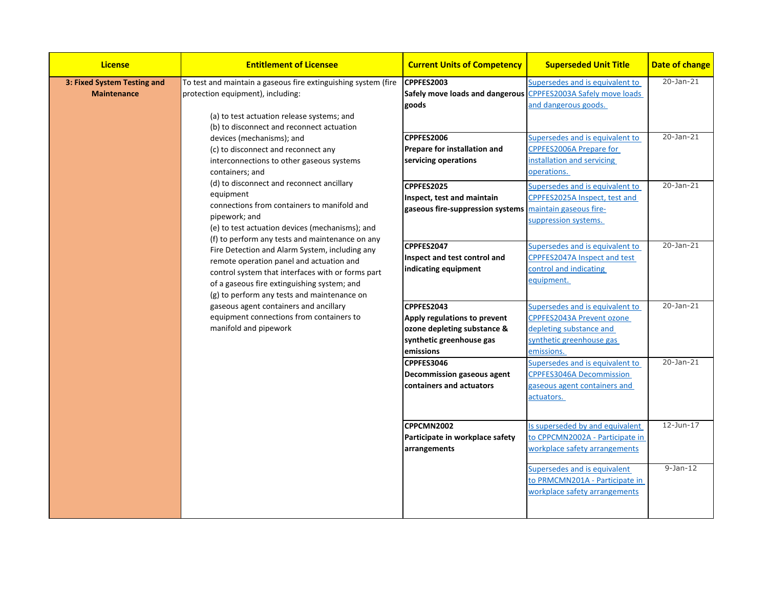| License | Entitlement of Licensee | Current Units of Competency | Superseded Unit Title | Date of change |
|---|---|---|---|---|
| **3: Fixed System Testing and Maintenance** | To test and maintain a gaseous fire extinguishing system (fire protection equipment), including:<br><br>(a) to test actuation release systems; and<br>(b) to disconnect and reconnect actuation devices (mechanisms); and<br>(c) to disconnect and reconnect any interconnections to other gaseous systems containers; and<br>(d) to disconnect and reconnect ancillary equipment connections from containers to manifold and pipework; and<br>(e) to test actuation devices (mechanisms); and<br>(f) to perform any tests and maintenance on any Fire Detection and Alarm System, including any remote operation panel and actuation and control system that interfaces with or forms part of a gaseous fire extinguishing system; and<br>(g) to perform any tests and maintenance on gaseous agent containers and ancillary equipment connections from containers to manifold and pipework | **CPPFES2003**<br>**Safely move loads and dangerous goods** | Supersedes and is equivalent to CPPFES2003A Safely move loads and dangerous goods. | 20-Jan-21 |
| | | **CPPFES2006**<br>**Prepare for installation and servicing operations** | Supersedes and is equivalent to CPPFES2006A Prepare for installation and servicing operations. | 20-Jan-21 |
| | | **CPPFES2025**<br>**Inspect, test and maintain gaseous fire-suppression systems** | Supersedes and is equivalent to CPPFES2025A Inspect, test and maintain gaseous fire-suppression systems. | 20-Jan-21 |
| | | **CPPFES2047**<br>**Inspect and test control and indicating equipment** | Supersedes and is equivalent to CPPFES2047A Inspect and test control and indicating equipment. | 20-Jan-21 |
| | | **CPPFES2043**<br>**Apply regulations to prevent ozone depleting substance & synthetic greenhouse gas emissions** | Supersedes and is equivalent to CPPFES2043A Prevent ozone depleting substance and synthetic greenhouse gas emissions. | 20-Jan-21 |
| | | **CPPFES3046**<br>**Decommission gaseous agent containers and actuators** | Supersedes and is equivalent to CPPFES3046A Decommission gaseous agent containers and actuators. | 20-Jan-21 |
| | | **CPPCMN2002**<br>**Participate in workplace safety arrangements** | Is superseded by and equivalent to CPPCMN2002A - Participate in workplace safety arrangements | 12-Jun-17 |
| | | | Supersedes and is equivalent to PRMCMN201A - Participate in workplace safety arrangements | 9-Jan-12 |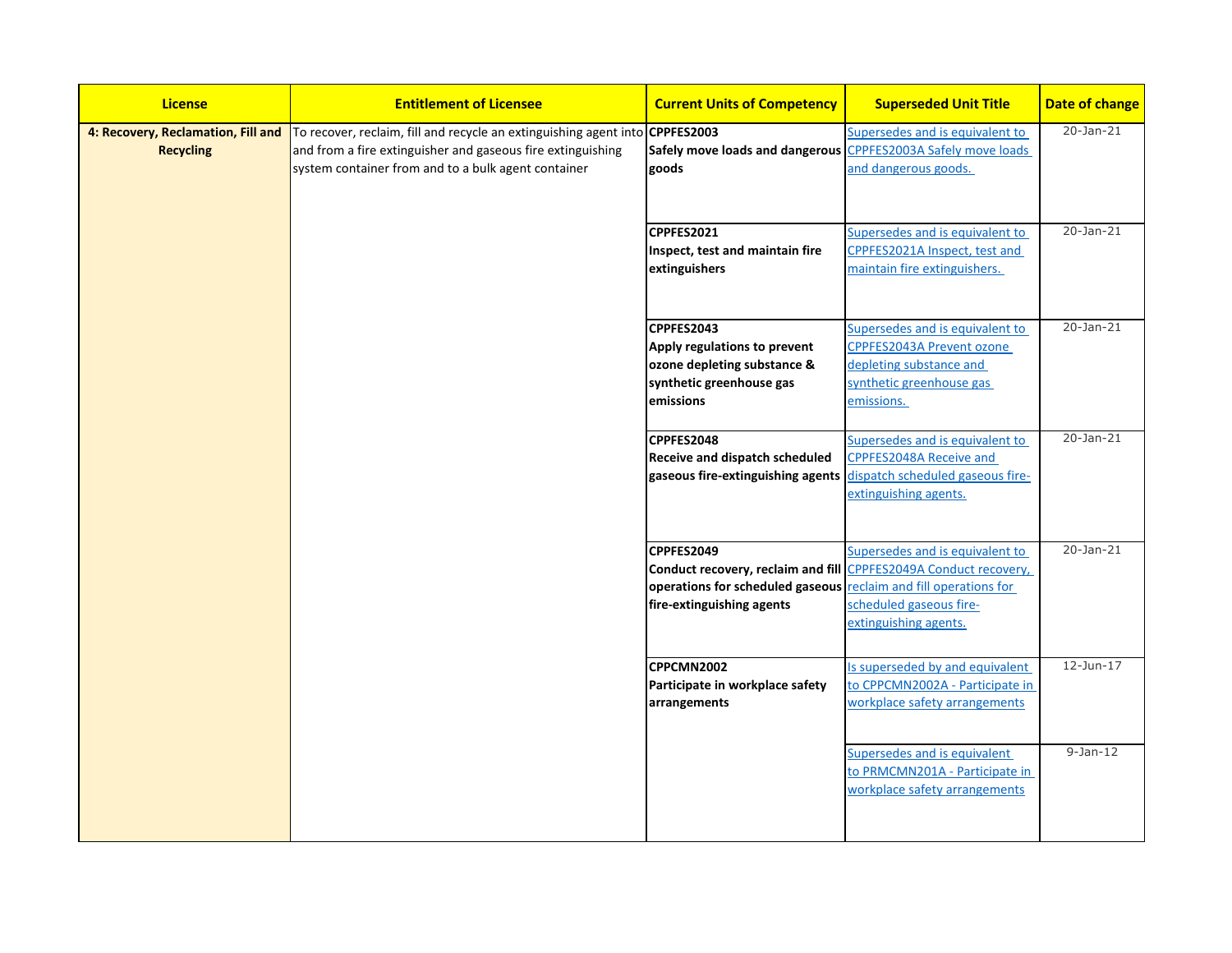| License | Entitlement of Licensee | Current Units of Competency | Superseded Unit Title | Date of change |
|---|---|---|---|---|
| **4: Recovery, Reclamation, Fill and Recycling** | To recover, reclaim, fill and recycle an extinguishing agent into and from a fire extinguisher and gaseous fire extinguishing system container from and to a bulk agent container | **CPPFES2003** **Safely move loads and dangerous goods** | Supersedes and is equivalent to CPPFES2003A Safely move loads and dangerous goods. | 20-Jan-21 |
| | | **CPPFES2021** **Inspect, test and maintain fire extinguishers** | Supersedes and is equivalent to CPPFES2021A Inspect, test and maintain fire extinguishers. | 20-Jan-21 |
| | | **CPPFES2043** **Apply regulations to prevent ozone depleting substance & synthetic greenhouse gas emissions** | Supersedes and is equivalent to CPPFES2043A Prevent ozone depleting substance and synthetic greenhouse gas emissions. | 20-Jan-21 |
| | | **CPPFES2048** **Receive and dispatch scheduled gaseous fire-extinguishing agents** | Supersedes and is equivalent to CPPFES2048A Receive and dispatch scheduled gaseous fire-extinguishing agents. | 20-Jan-21 |
| | | **CPPFES2049** **Conduct recovery, reclaim and fill operations for scheduled gaseous fire-extinguishing agents** | Supersedes and is equivalent to CPPFES2049A Conduct recovery, reclaim and fill operations for scheduled gaseous fire-extinguishing agents. | 20-Jan-21 |
| | | **CPPCMN2002** **Participate in workplace safety arrangements** | Is superseded by and equivalent to CPPCMN2002A - Participate in workplace safety arrangements | 12-Jun-17 |
| | | | Supersedes and is equivalent to PRMCMN201A - Participate in workplace safety arrangements | 9-Jan-12 |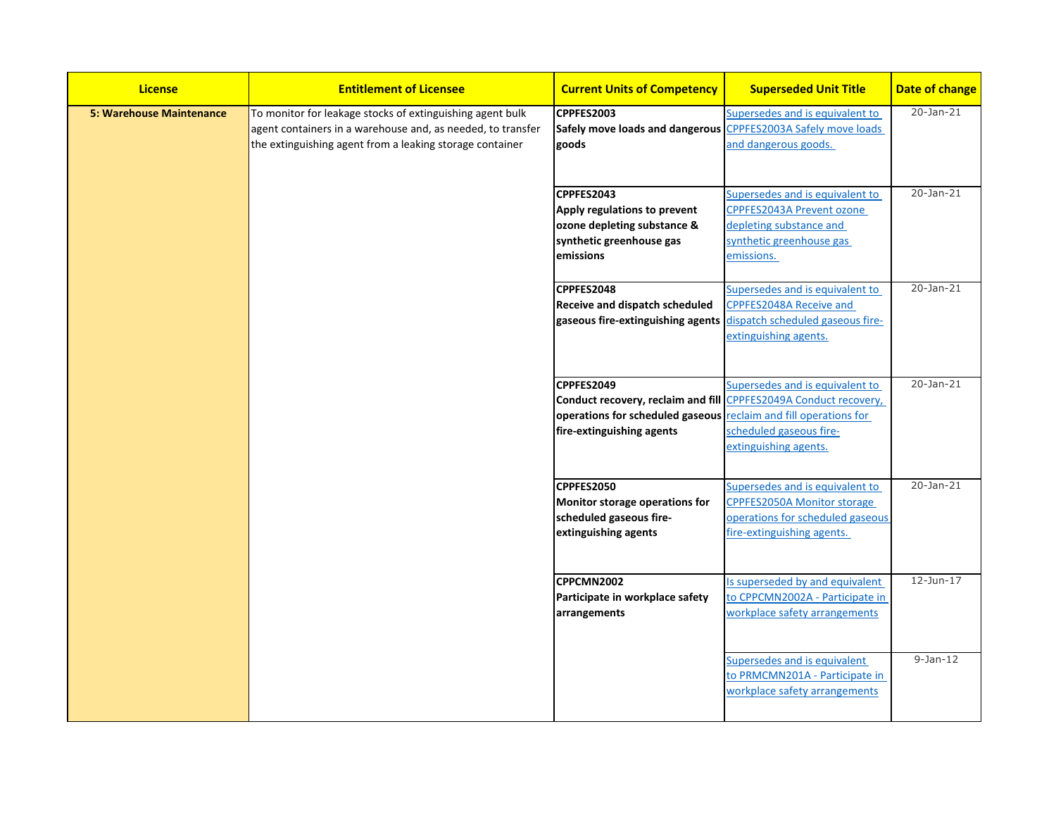| License | Entitlement of Licensee | Current Units of Competency | Superseded Unit Title | Date of change |
|---|---|---|---|---|
| **5: Warehouse Maintenance** | To monitor for leakage stocks of extinguishing agent bulk agent containers in a warehouse and, as needed, to transfer the extinguishing agent from a leaking storage container | **CPPFES2003 Safely move loads and dangerous goods** | Supersedes and is equivalent to CPPFES2003A Safely move loads and dangerous goods. | 20-Jan-21 |
| | | **CPPFES2043 Apply regulations to prevent ozone depleting substance & synthetic greenhouse gas emissions** | Supersedes and is equivalent to CPPFES2043A Prevent ozone depleting substance and synthetic greenhouse gas emissions. | 20-Jan-21 |
| | | **CPPFES2048 Receive and dispatch scheduled gaseous fire-extinguishing agents** | Supersedes and is equivalent to CPPFES2048A Receive and dispatch scheduled gaseous fire-extinguishing agents. | 20-Jan-21 |
| | | **CPPFES2049 Conduct recovery, reclaim and fill operations for scheduled gaseous fire-extinguishing agents** | Supersedes and is equivalent to CPPFES2049A Conduct recovery, reclaim and fill operations for scheduled gaseous fire-extinguishing agents. | 20-Jan-21 |
| | | **CPPFES2050 Monitor storage operations for scheduled gaseous fire-extinguishing agents** | Supersedes and is equivalent to CPPFES2050A Monitor storage operations for scheduled gaseous fire-extinguishing agents. | 20-Jan-21 |
| | | **CPPCMN2002 Participate in workplace safety arrangements** | Is superseded by and equivalent to CPPCMN2002A - Participate in workplace safety arrangements | 12-Jun-17 |
| | | | Supersedes and is equivalent to PRMCMN201A - Participate in workplace safety arrangements | 9-Jan-12 |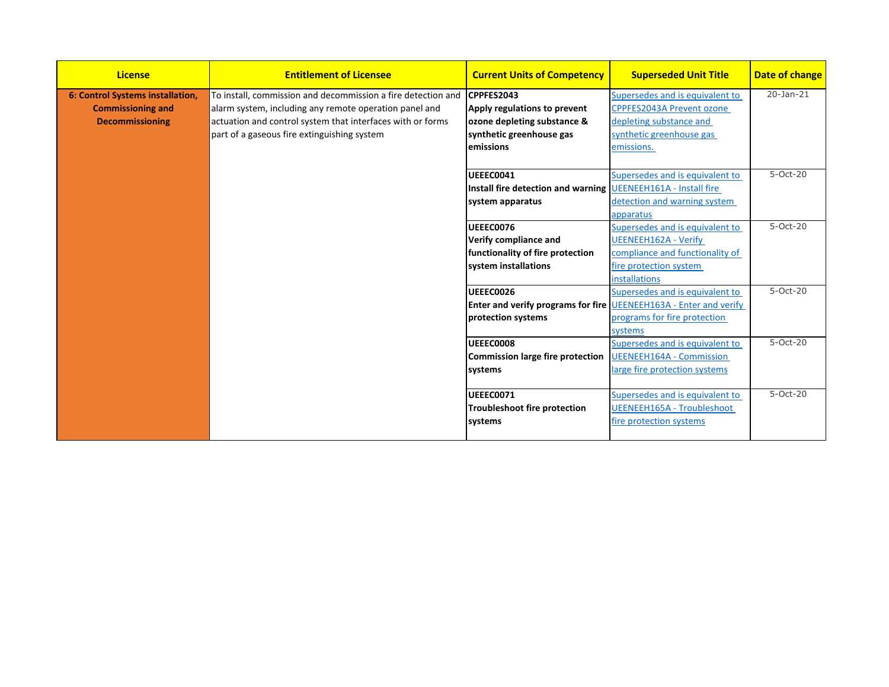| License | Entitlement of Licensee | Current Units of Competency | Superseded Unit Title | Date of change |
|---|---|---|---|---|
| **6: Control Systems installation, Commissioning and Decommissioning** | To install, commission and decommission a fire detection and alarm system, including any remote operation panel and actuation and control system that interfaces with or forms part of a gaseous fire extinguishing system | **CPPFES2043 Apply regulations to prevent ozone depleting substance & synthetic greenhouse gas emissions** | Supersedes and is equivalent to CPPFES2043A Prevent ozone depleting substance and synthetic greenhouse gas emissions. | 20-Jan-21 |
| | | **UEEEC0041 Install fire detection and warning system apparatus** | Supersedes and is equivalent to UEENEEH161A - Install fire detection and warning system apparatus | 5-Oct-20 |
| | | **UEEEC0076 Verify compliance and functionality of fire protection system installations** | Supersedes and is equivalent to UEENEEH162A - Verify compliance and functionality of fire protection system installations | 5-Oct-20 |
| | | **UEEEC0026 Enter and verify programs for fire protection systems** | Supersedes and is equivalent to UEENEEH163A - Enter and verify programs for fire protection systems | 5-Oct-20 |
| | | **UEEEC0008 Commission large fire protection systems** | Supersedes and is equivalent to UEENEEH164A - Commission large fire protection systems | 5-Oct-20 |
| | | **UEEEC0071 Troubleshoot fire protection systems** | Supersedes and is equivalent to UEENEEH165A - Troubleshoot fire protection systems | 5-Oct-20 |